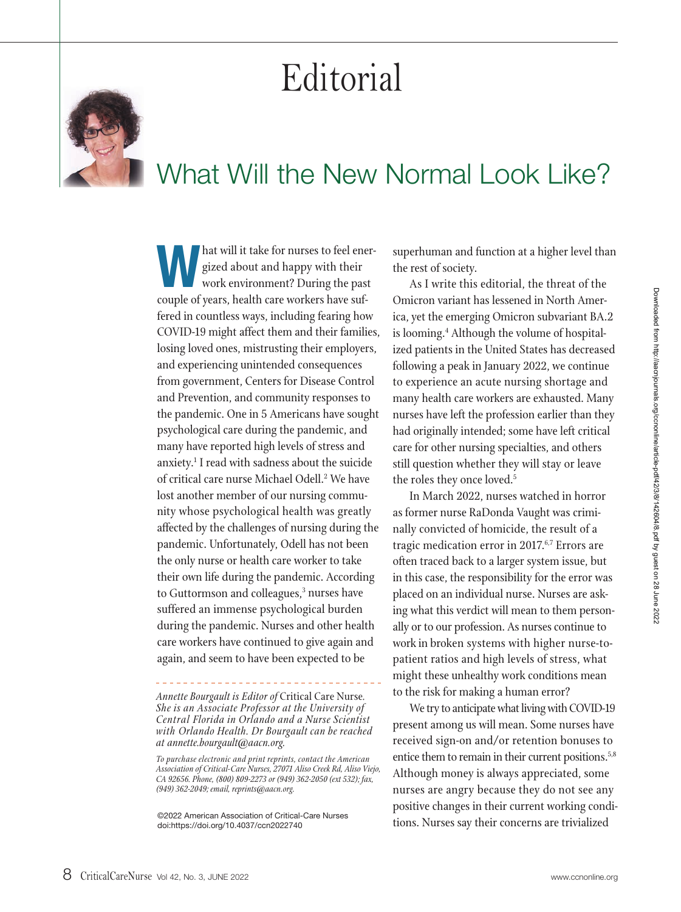# Editorial

## What Will the New Normal Look Like?

What will it take for nurses to feel energized about and happy with their work environment? During the past couple of years, health care workers have suffered in countless ways, including fearing how COVID-19 might affect them and their families, losing loved ones, mistrusting their employers, and experiencing unintended consequences from government, Centers for Disease Control and Prevention, and community responses to the pandemic. One in 5 Americans have sought psychological care during the pandemic, and many have reported high levels of stress and anxiety.[1] I read with sadness about the suicide of critical care nurse Michael Odell.[2] We have lost another member of our nursing community whose psychological health was greatly affected by the challenges of nursing during the pandemic. Unfortunately, Odell has not been the only nurse or health care worker to take their own life during the pandemic. According to Guttormson and colleagues,[3] nurses have suffered an immense psychological burden during the pandemic. Nurses and other health care workers have continued to give again and again, and seem to have been expected to be superhuman and function at a higher level than the rest of society.

As I write this editorial, the threat of the Omicron variant has lessened in North America, yet the emerging Omicron subvariant BA.2 is looming.[4] Although the volume of hospitalized patients in the United States has decreased following a peak in January 2022, we continue to experience an acute nursing shortage and many health care workers are exhausted. Many nurses have left the profession earlier than they had originally intended; some have left critical care for other nursing specialties, and others still question whether they will stay or leave the roles they once loved.[5]

In March 2022, nurses watched in horror as former nurse RaDonda Vaught was criminally convicted of homicide, the result of a tragic medication error in 2017.[6,7] Errors are often traced back to a larger system issue, but in this case, the responsibility for the error was placed on an individual nurse. Nurses are asking what this verdict will mean to them personally or to our profession. As nurses continue to work in broken systems with higher nurse-to-patient ratios and high levels of stress, what might these unhealthy work conditions mean to the risk for making a human error?

We try to anticipate what living with COVID-19 present among us will mean. Some nurses have received sign-on and/or retention bonuses to entice them to remain in their current positions.[5,8] Although money is always appreciated, some nurses are angry because they do not see any positive changes in their current working conditions. Nurses say their concerns are trivialized

---

*Annette Bourgault is Editor of* Critical Care Nurse*. She is an Associate Professor at the University of Central Florida in Orlando and a Nurse Scientist with Orlando Health. Dr Bourgault can be reached at annette.bourgault@aacn.org.*

*To purchase electronic and print reprints, contact the American Association of Critical-Care Nurses, 27071 Aliso Creek Rd, Aliso Viejo, CA 92656. Phone, (800) 809-2273 or (949) 362-2050 (ext 532); fax, (949) 362-2049; email, reprints@aacn.org.*

©2022 American Association of Critical-Care Nurses
doi:https://doi.org/10.4037/ccn2022740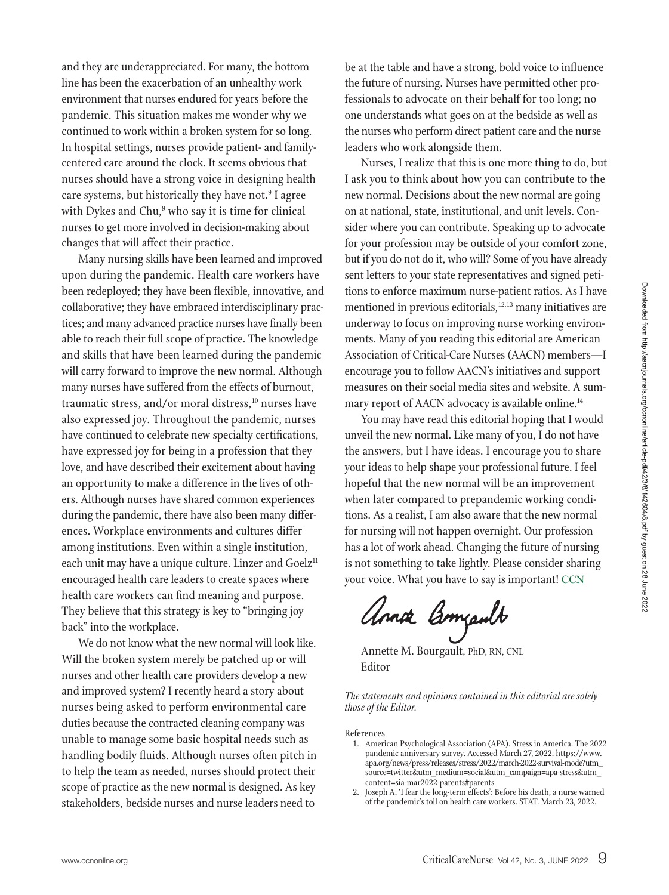and they are underappreciated. For many, the bottom line has been the exacerbation of an unhealthy work environment that nurses endured for years before the pandemic. This situation makes me wonder why we continued to work within a broken system for so long. In hospital settings, nurses provide patient- and family-centered care around the clock. It seems obvious that nurses should have a strong voice in designing health care systems, but historically they have not.[9] I agree with Dykes and Chu,[9] who say it is time for clinical nurses to get more involved in decision-making about changes that will affect their practice.

Many nursing skills have been learned and improved upon during the pandemic. Health care workers have been redeployed; they have been flexible, innovative, and collaborative; they have embraced interdisciplinary practices; and many advanced practice nurses have finally been able to reach their full scope of practice. The knowledge and skills that have been learned during the pandemic will carry forward to improve the new normal. Although many nurses have suffered from the effects of burnout, traumatic stress, and/or moral distress,[10] nurses have also expressed joy. Throughout the pandemic, nurses have continued to celebrate new specialty certifications, have expressed joy for being in a profession that they love, and have described their excitement about having an opportunity to make a difference in the lives of others. Although nurses have shared common experiences during the pandemic, there have also been many differences. Workplace environments and cultures differ among institutions. Even within a single institution, each unit may have a unique culture. Linzer and Goelz[11] encouraged health care leaders to create spaces where health care workers can find meaning and purpose. They believe that this strategy is key to "bringing joy back" into the workplace.

We do not know what the new normal will look like. Will the broken system merely be patched up or will nurses and other health care providers develop a new and improved system? I recently heard a story about nurses being asked to perform environmental care duties because the contracted cleaning company was unable to manage some basic hospital needs such as handling bodily fluids. Although nurses often pitch in to help the team as needed, nurses should protect their scope of practice as the new normal is designed. As key stakeholders, bedside nurses and nurse leaders need to be at the table and have a strong, bold voice to influence the future of nursing. Nurses have permitted other professionals to advocate on their behalf for too long; no one understands what goes on at the bedside as well as the nurses who perform direct patient care and the nurse leaders who work alongside them.

Nurses, I realize that this is one more thing to do, but I ask you to think about how you can contribute to the new normal. Decisions about the new normal are going on at national, state, institutional, and unit levels. Consider where you can contribute. Speaking up to advocate for your profession may be outside of your comfort zone, but if you do not do it, who will? Some of you have already sent letters to your state representatives and signed petitions to enforce maximum nurse-patient ratios. As I have mentioned in previous editorials,[12,13] many initiatives are underway to focus on improving nurse working environments. Many of you reading this editorial are American Association of Critical-Care Nurses (AACN) members—I encourage you to follow AACN's initiatives and support measures on their social media sites and website. A summary report of AACN advocacy is available online.[14]

You may have read this editorial hoping that I would unveil the new normal. Like many of you, I do not have the answers, but I have ideas. I encourage you to share your ideas to help shape your professional future. I feel hopeful that the new normal will be an improvement when later compared to prepandemic working conditions. As a realist, I am also aware that the new normal for nursing will not happen overnight. Our profession has a lot of work ahead. Changing the future of nursing is not something to take lightly. Please consider sharing your voice. What you have to say is important! CCN

Annette M. Bourgault, PhD, RN, CNL
Editor

*The statements and opinions contained in this editorial are solely those of the Editor.*

References

1. American Psychological Association (APA). Stress in America. The 2022 pandemic anniversary survey. Accessed March 27, 2022. https://www.apa.org/news/press/releases/stress/2022/march-2022-survival-mode?utm_source=twitter&utm_medium=social&utm_campaign=apa-stress&utm_content=sia-mar2022-parents#parents
2. Joseph A. 'I fear the long-term effects': Before his death, a nurse warned of the pandemic's toll on health care workers. STAT. March 23, 2022.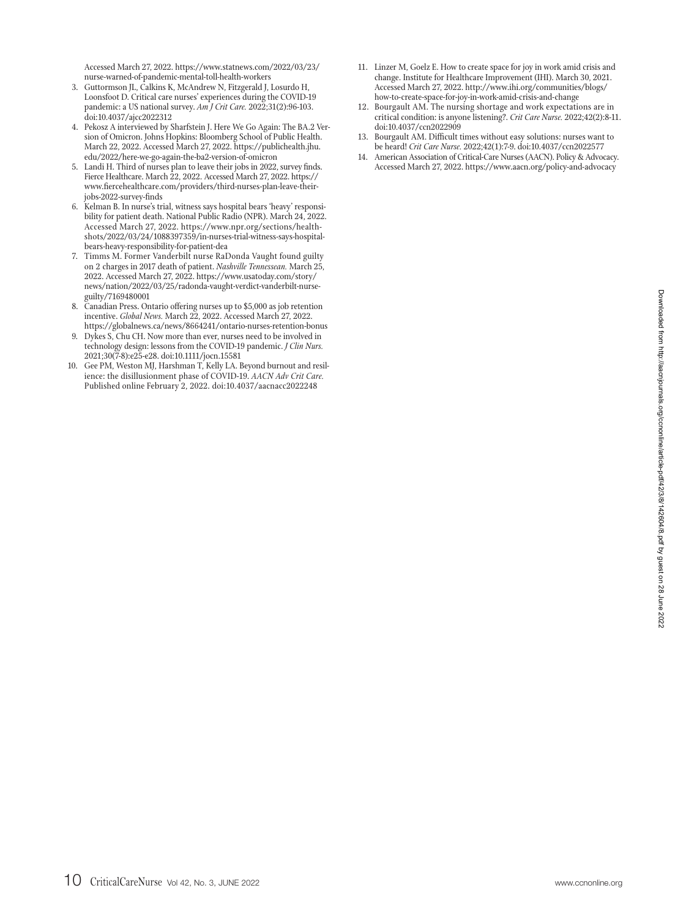Accessed March 27, 2022. https://www.statnews.com/2022/03/23/nurse-warned-of-pandemic-mental-toll-health-workers

3. Guttormson JL, Calkins K, McAndrew N, Fitzgerald J, Losurdo H, Loonsfoot D. Critical care nurses' experiences during the COVID-19 pandemic: a US national survey. *Am J Crit Care.* 2022;31(2):96-103. doi:10.4037/ajcc2022312
4. Pekosz A interviewed by Sharfstein J. Here We Go Again: The BA.2 Version of Omicron. Johns Hopkins: Bloomberg School of Public Health. March 22, 2022. Accessed March 27, 2022. https://publichealth.jhu.edu/2022/here-we-go-again-the-ba2-version-of-omicron
5. Landi H. Third of nurses plan to leave their jobs in 2022, survey finds. Fierce Healthcare. March 22, 2022. Accessed March 27, 2022. https://www.fiercehealthcare.com/providers/third-nurses-plan-leave-their-jobs-2022-survey-finds
6. Kelman B. In nurse's trial, witness says hospital bears 'heavy' responsibility for patient death. National Public Radio (NPR). March 24, 2022. Accessed March 27, 2022. https://www.npr.org/sections/health-shots/2022/03/24/1088397359/in-nurses-trial-witness-says-hospital-bears-heavy-responsibility-for-patient-dea
7. Timms M. Former Vanderbilt nurse RaDonda Vaught found guilty on 2 charges in 2017 death of patient. *Nashville Tennessean.* March 25, 2022. Accessed March 27, 2022. https://www.usatoday.com/story/news/nation/2022/03/25/radonda-vaught-verdict-vanderbilt-nurse-guilty/7169480001
8. Canadian Press. Ontario offering nurses up to $5,000 as job retention incentive. *Global News.* March 22, 2022. Accessed March 27, 2022. https://globalnews.ca/news/8664241/ontario-nurses-retention-bonus
9. Dykes S, Chu CH. Now more than ever, nurses need to be involved in technology design: lessons from the COVID-19 pandemic. *J Clin Nurs.* 2021;30(7-8):e25-e28. doi:10.1111/jocn.15581
10. Gee PM, Weston MJ, Harshman T, Kelly LA. Beyond burnout and resilience: the disillusionment phase of COVID-19. *AACN Adv Crit Care.* Published online February 2, 2022. doi:10.4037/aacnacc2022248
11. Linzer M, Goelz E. How to create space for joy in work amid crisis and change. Institute for Healthcare Improvement (IHI). March 30, 2021. Accessed March 27, 2022. http://www.ihi.org/communities/blogs/how-to-create-space-for-joy-in-work-amid-crisis-and-change
12. Bourgault AM. The nursing shortage and work expectations are in critical condition: is anyone listening?. *Crit Care Nurse.* 2022;42(2):8-11. doi:10.4037/ccn2022909
13. Bourgault AM. Difficult times without easy solutions: nurses want to be heard! *Crit Care Nurse.* 2022;42(1):7-9. doi:10.4037/ccn2022577
14. American Association of Critical-Care Nurses (AACN). Policy & Advocacy. Accessed March 27, 2022. https://www.aacn.org/policy-and-advocacy